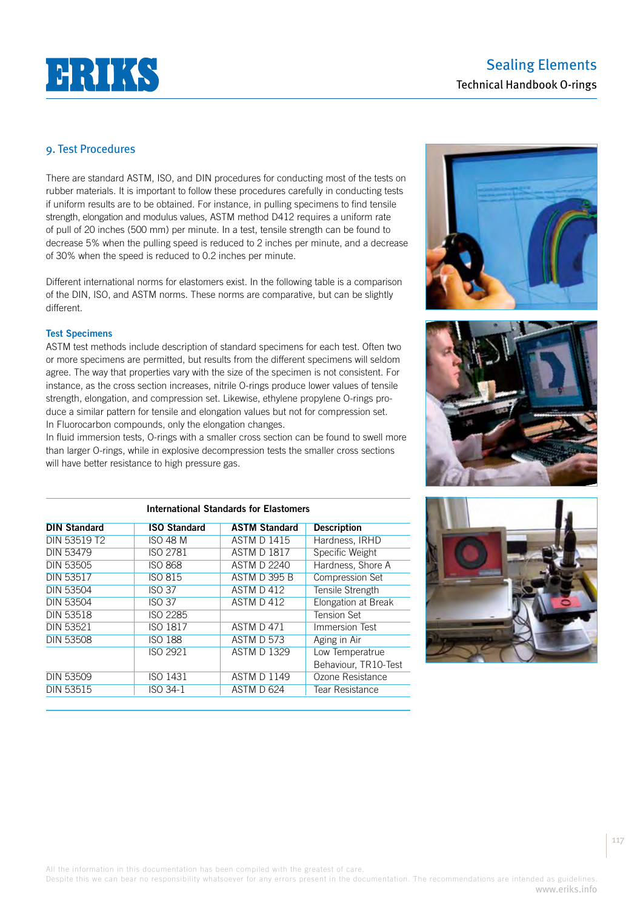## 9. Test Procedures

There are standard ASTM, ISO, and DIN procedures for conducting most of the tests on rubber materials. It is important to follow these procedures carefully in conducting tests if uniform results are to be obtained. For instance, in pulling specimens to find tensile strength, elongation and modulus values, ASTM method D412 requires a uniform rate of pull of 20 inches (500 mm) per minute. In a test, tensile strength can be found to decrease 5% when the pulling speed is reduced to 2 inches per minute, and a decrease of 30% when the speed is reduced to 0.2 inches per minute.

Different international norms for elastomers exist. In the following table is a comparison of the DIN, ISO, and ASTM norms. These norms are comparative, but can be slightly different.

### Test Specimens

ASTM test methods include description of standard specimens for each test. Often two or more specimens are permitted, but results from the different specimens will seldom agree. The way that properties vary with the size of the specimen is not consistent. For instance, as the cross section increases, nitrile O-rings produce lower values of tensile strength, elongation, and compression set. Likewise, ethylene propylene O-rings produce a similar pattern for tensile and elongation values but not for compression set. In Fluorocarbon compounds, only the elongation changes.
In fluid immersion tests, O-rings with a smaller cross section can be found to swell more than larger O-rings, while in explosive decompression tests the smaller cross sections will have better resistance to high pressure gas.

**International Standards for Elastomers**

| DIN Standard | ISO Standard | ASTM Standard | Description |
|---|---|---|---|
| DIN 53519 T2 | ISO 48 M | ASTM D 1415 | Hardness, IRHD |
| DIN 53479 | ISO 2781 | ASTM D 1817 | Specific Weight |
| DIN 53505 | ISO 868 | ASTM D 2240 | Hardness, Shore A |
| DIN 53517 | ISO 815 | ASTM D 395 B | Compression Set |
| DIN 53504 | ISO 37 | ASTM D 412 | Tensile Strength |
| DIN 53504 | ISO 37 | ASTM D 412 | Elongation at Break |
| DIN 53518 | ISO 2285 | | Tension Set |
| DIN 53521 | ISO 1817 | ASTM D 471 | Immersion Test |
| DIN 53508 | ISO 188 | ASTM D 573 | Aging in Air |
| | ISO 2921 | ASTM D 1329 | Low Temperatrue Behaviour, TR10-Test |
| DIN 53509 | ISO 1431 | ASTM D 1149 | Ozone Resistance |
| DIN 53515 | ISO 34-1 | ASTM D 624 | Tear Resistance |

All the information in this documentation has been compiled with the greatest of care.
Despite this we can bear no responsibility whatsoever for any errors present in the documentation. The recommendations are intended as guidelines.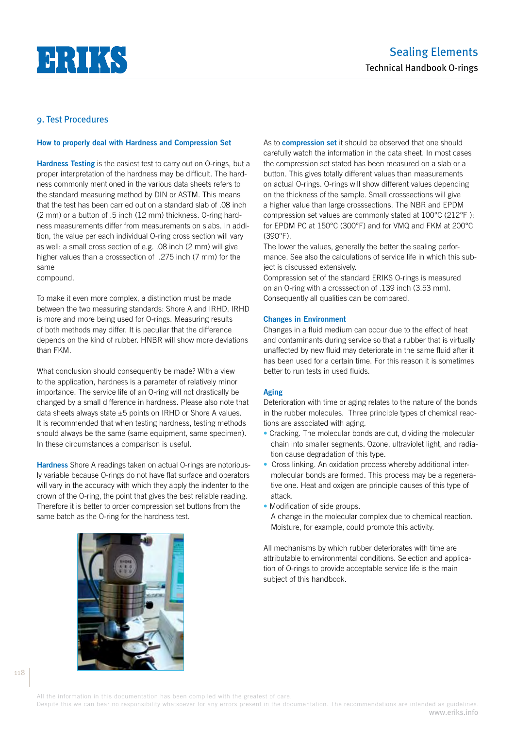## 9. Test Procedures

### How to properly deal with Hardness and Compression Set

**Hardness Testing** is the easiest test to carry out on O-rings, but a proper interpretation of the hardness may be difficult. The hardness commonly mentioned in the various data sheets refers to the standard measuring method by DIN or ASTM. This means that the test has been carried out on a standard slab of .08 inch (2 mm) or a button of .5 inch (12 mm) thickness. O-ring hardness measurements differ from measurements on slabs. In addition, the value per each individual O-ring cross section will vary as well: a small cross section of e.g. .08 inch (2 mm) will give higher values than a crosssection of .275 inch (7 mm) for the same compound.

To make it even more complex, a distinction must be made between the two measuring standards: Shore A and IRHD. IRHD is more and more being used for O-rings. Measuring results of both methods may differ. It is peculiar that the difference depends on the kind of rubber. HNBR will show more deviations than FKM.

What conclusion should consequently be made? With a view to the application, hardness is a parameter of relatively minor importance. The service life of an O-ring will not drastically be changed by a small difference in hardness. Please also note that data sheets always state ±5 points on IRHD or Shore A values. It is recommended that when testing hardness, testing methods should always be the same (same equipment, same specimen). In these circumstances a comparison is useful.

**Hardness** Shore A readings taken on actual O-rings are notoriously variable because O-rings do not have flat surface and operators will vary in the accuracy with which they apply the indenter to the crown of the O-ring, the point that gives the best reliable reading. Therefore it is better to order compression set buttons from the same batch as the O-ring for the hardness test.

As to **compression set** it should be observed that one should carefully watch the information in the data sheet. In most cases the compression set stated has been measured on a slab or a button. This gives totally different values than measurements on actual O-rings. O-rings will show different values depending on the thickness of the sample. Small crosssections will give a higher value than large crosssections. The NBR and EPDM compression set values are commonly stated at 100°C (212°F ); for EPDM PC at 150°C (300°F) and for VMQ and FKM at 200°C (390°F).

The lower the values, generally the better the sealing performance. See also the calculations of service life in which this subject is discussed extensively.

Compression set of the standard ERIKS O-rings is measured on an O-ring with a crosssection of .139 inch (3.53 mm). Consequently all qualities can be compared.

### Changes in Environment

Changes in a fluid medium can occur due to the effect of heat and contaminants during service so that a rubber that is virtually unaffected by new fluid may deteriorate in the same fluid after it has been used for a certain time. For this reason it is sometimes better to run tests in used fluids.

### Aging

Deterioration with time or aging relates to the nature of the bonds in the rubber molecules. Three principle types of chemical reactions are associated with aging.

- Cracking. The molecular bonds are cut, dividing the molecular chain into smaller segments. Ozone, ultraviolet light, and radiation cause degradation of this type.
- Cross linking. An oxidation process whereby additional intermolecular bonds are formed. This process may be a regenerative one. Heat and oxigen are principle causes of this type of attack.
- Modification of side groups.
  A change in the molecular complex due to chemical reaction. Moisture, for example, could promote this activity.

All mechanisms by which rubber deteriorates with time are attributable to environmental conditions. Selection and application of O-rings to provide acceptable service life is the main subject of this handbook.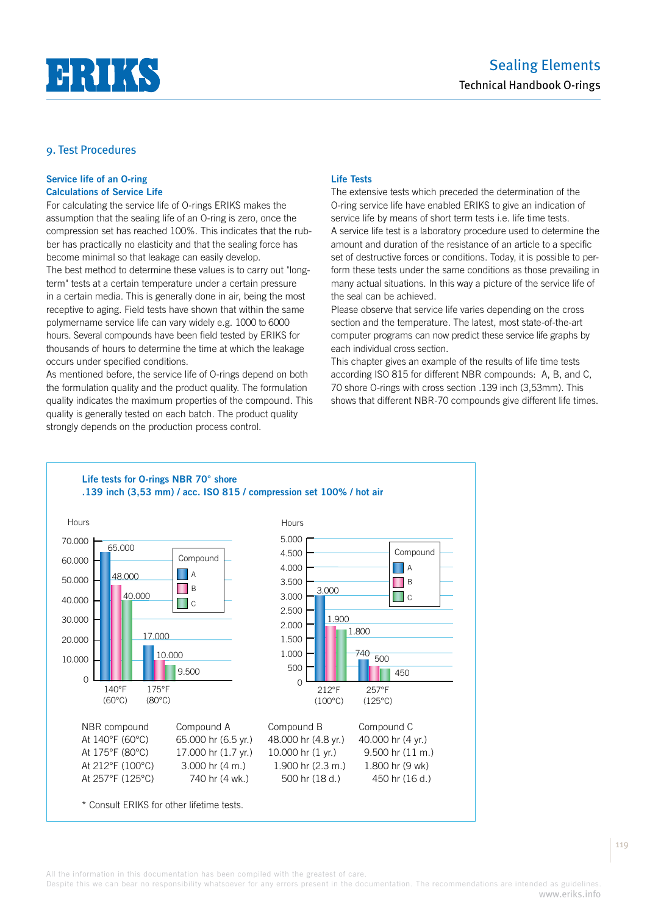## 9. Test Procedures

### Service life of an O-ring Calculations of Service Life

For calculating the service life of O-rings ERIKS makes the assumption that the sealing life of an O-ring is zero, once the compression set has reached 100%. This indicates that the rubber has practically no elasticity and that the sealing force has become minimal so that leakage can easily develop.
The best method to determine these values is to carry out "long-term" tests at a certain temperature under a certain pressure in a certain media. This is generally done in air, being the most receptive to aging. Field tests have shown that within the same polymername service life can vary widely e.g. 1000 to 6000 hours. Several compounds have been field tested by ERIKS for thousands of hours to determine the time at which the leakage occurs under specified conditions.
As mentioned before, the service life of O-rings depend on both the formulation quality and the product quality. The formulation quality indicates the maximum properties of the compound. This quality is generally tested on each batch. The product quality strongly depends on the production process control.

### Life Tests

The extensive tests which preceded the determination of the O-ring service life have enabled ERIKS to give an indication of service life by means of short term tests i.e. life time tests.
A service life test is a laboratory procedure used to determine the amount and duration of the resistance of an article to a specific set of destructive forces or conditions. Today, it is possible to perform these tests under the same conditions as those prevailing in many actual situations. In this way a picture of the service life of the seal can be achieved.
Please observe that service life varies depending on the cross section and the temperature. The latest, most state-of-the-art computer programs can now predict these service life graphs by each individual cross section.
This chapter gives an example of the results of life time tests according ISO 815 for different NBR compounds: A, B, and C, 70 shore O-rings with cross section .139 inch (3,53mm). This shows that different NBR-70 compounds give different life times.

**Life tests for O-rings NBR 70° shore .139 inch (3,53 mm) / acc. ISO 815 / compression set 100% / hot air**

| NBR compound | Compound A | Compound B | Compound C |
|---|---|---|---|
| At 140°F (60°C) | 65.000 hr (6.5 yr.) | 48.000 hr (4.8 yr.) | 40.000 hr (4 yr.) |
| At 175°F (80°C) | 17.000 hr (1.7 yr.) | 10.000 hr (1 yr.) | 9.500 hr (11 m.) |
| At 212°F (100°C) | 3.000 hr (4 m.) | 1.900 hr (2.3 m.) | 1.800 hr (9 wk) |
| At 257°F (125°C) | 740 hr (4 wk.) | 500 hr (18 d.) | 450 hr (16 d.) |

\* Consult ERIKS for other lifetime tests.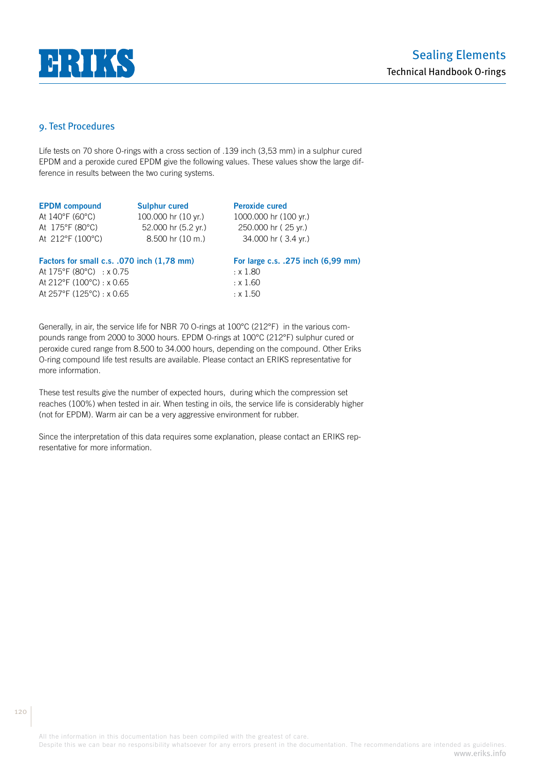## 9. Test Procedures

Life tests on 70 shore O-rings with a cross section of .139 inch (3,53 mm) in a sulphur cured EPDM and a peroxide cured EPDM give the following values. These values show the large difference in results between the two curing systems.

| EPDM compound | Sulphur cured | Peroxide cured |
|---|---|---|
| At 140°F (60°C) | 100.000 hr (10 yr.) | 1000.000 hr (100 yr.) |
| At 175°F (80°C) | 52.000 hr (5.2 yr.) | 250.000 hr ( 25 yr.) |
| At 212°F (100°C) | 8.500 hr (10 m.) | 34.000 hr ( 3.4 yr.) |

| Factors for small c.s. .070 inch (1,78 mm) | For large c.s. .275 inch (6,99 mm) |
|---|---|
| At 175°F (80°C) : x 0.75 | : x 1.80 |
| At 212°F (100°C) : x 0.65 | : x 1.60 |
| At 257°F (125°C) : x 0.65 | : x 1.50 |

Generally, in air, the service life for NBR 70 O-rings at 100°C (212°F) in the various compounds range from 2000 to 3000 hours. EPDM O-rings at 100°C (212°F) sulphur cured or peroxide cured range from 8.500 to 34.000 hours, depending on the compound. Other Eriks O-ring compound life test results are available. Please contact an ERIKS representative for more information.

These test results give the number of expected hours, during which the compression set reaches (100%) when tested in air. When testing in oils, the service life is considerably higher (not for EPDM). Warm air can be a very aggressive environment for rubber.

Since the interpretation of this data requires some explanation, please contact an ERIKS representative for more information.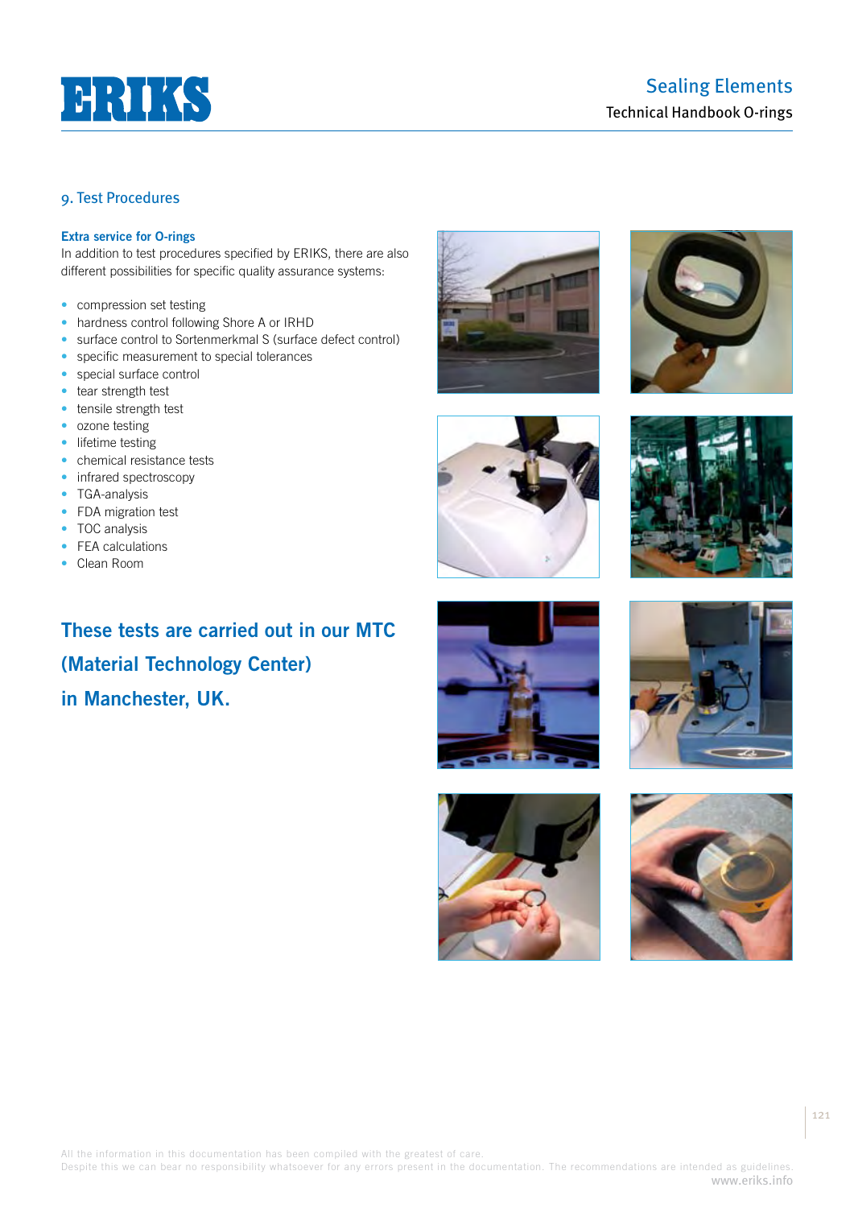## 9. Test Procedures

### Extra service for O-rings

In addition to test procedures specified by ERIKS, there are also different possibilities for specific quality assurance systems:

- compression set testing
- hardness control following Shore A or IRHD
- surface control to Sortenmerkmal S (surface defect control)
- specific measurement to special tolerances
- special surface control
- tear strength test
- tensile strength test
- ozone testing
- lifetime testing
- chemical resistance tests
- infrared spectroscopy
- TGA-analysis
- FDA migration test
- TOC analysis
- FEA calculations
- Clean Room

**These tests are carried out in our MTC (Material Technology Center) in Manchester, UK.**

All the information in this documentation has been compiled with the greatest of care.
Despite this we can bear no responsibility whatsoever for any errors present in the documentation. The recommendations are intended as guidelines.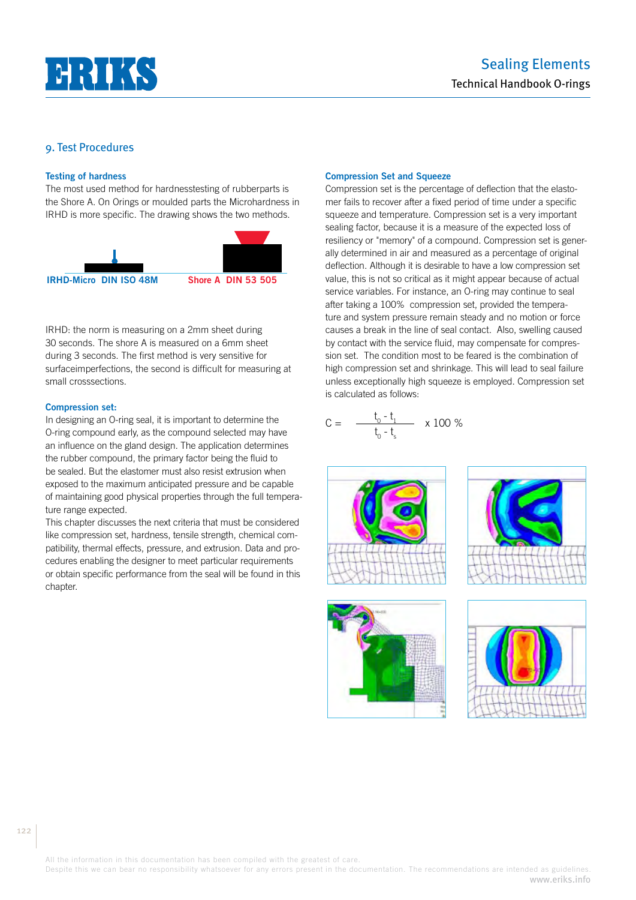## 9. Test Procedures

### Testing of hardness

The most used method for hardnesstesting of rubberparts is the Shore A. On Orings or moulded parts the Microhardness in IRHD is more specific. The drawing shows the two methods.

IRHD-Micro DIN ISO 48M    Shore A DIN 53 505

IRHD: the norm is measuring on a 2mm sheet during 30 seconds. The shore A is measured on a 6mm sheet during 3 seconds. The first method is very sensitive for surfaceimperfections, the second is difficult for measuring at small crosssections.

### Compression set:

In designing an O-ring seal, it is important to determine the O-ring compound early, as the compound selected may have an influence on the gland design. The application determines the rubber compound, the primary factor being the fluid to be sealed. But the elastomer must also resist extrusion when exposed to the maximum anticipated pressure and be capable of maintaining good physical properties through the full temperature range expected.

This chapter discusses the next criteria that must be considered like compression set, hardness, tensile strength, chemical compatibility, thermal effects, pressure, and extrusion. Data and procedures enabling the designer to meet particular requirements or obtain specific performance from the seal will be found in this chapter.

### Compression Set and Squeeze

Compression set is the percentage of deflection that the elastomer fails to recover after a fixed period of time under a specific squeeze and temperature. Compression set is a very important sealing factor, because it is a measure of the expected loss of resiliency or "memory" of a compound. Compression set is generally determined in air and measured as a percentage of original deflection. Although it is desirable to have a low compression set value, this is not so critical as it might appear because of actual service variables. For instance, an O-ring may continue to seal after taking a 100% compression set, provided the temperature and system pressure remain steady and no motion or force causes a break in the line of seal contact. Also, swelling caused by contact with the service fluid, may compensate for compression set. The condition most to be feared is the combination of high compression set and shrinkage. This will lead to seal failure unless exceptionally high squeeze is employed. Compression set is calculated as follows:

$$C = \frac{t_0 - t_1}{t_0 - t_s} \times 100\ \%$$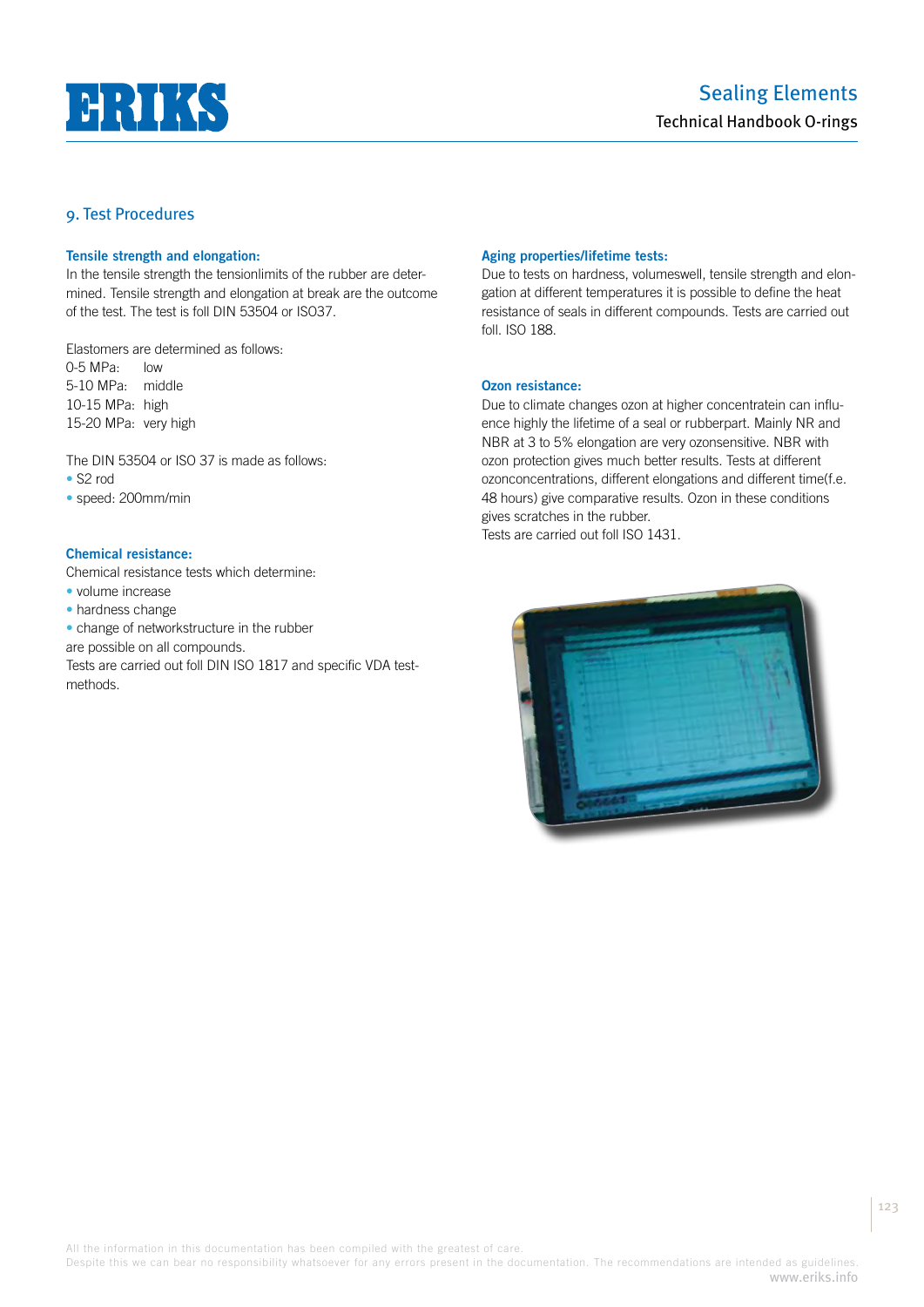## 9. Test Procedures

### Tensile strength and elongation:

In the tensile strength the tensionlimits of the rubber are determined. Tensile strength and elongation at break are the outcome of the test. The test is foll DIN 53504 or ISO37.

Elastomers are determined as follows:

0-5 MPa: low
5-10 MPa: middle
10-15 MPa: high
15-20 MPa: very high

The DIN 53504 or ISO 37 is made as follows:

- S2 rod
- speed: 200mm/min

### Chemical resistance:

Chemical resistance tests which determine:

- volume increase
- hardness change
- change of networkstructure in the rubber

are possible on all compounds.
Tests are carried out foll DIN ISO 1817 and specific VDA testmethods.

### Aging properties/lifetime tests:

Due to tests on hardness, volumeswell, tensile strength and elongation at different temperatures it is possible to define the heat resistance of seals in different compounds. Tests are carried out foll. ISO 188.

### Ozon resistance:

Due to climate changes ozon at higher concentratein can influence highly the lifetime of a seal or rubberpart. Mainly NR and NBR at 3 to 5% elongation are very ozonsensitive. NBR with ozon protection gives much better results. Tests at different ozonconcentrations, different elongations and different time(f.e. 48 hours) give comparative results. Ozon in these conditions gives scratches in the rubber.
Tests are carried out foll ISO 1431.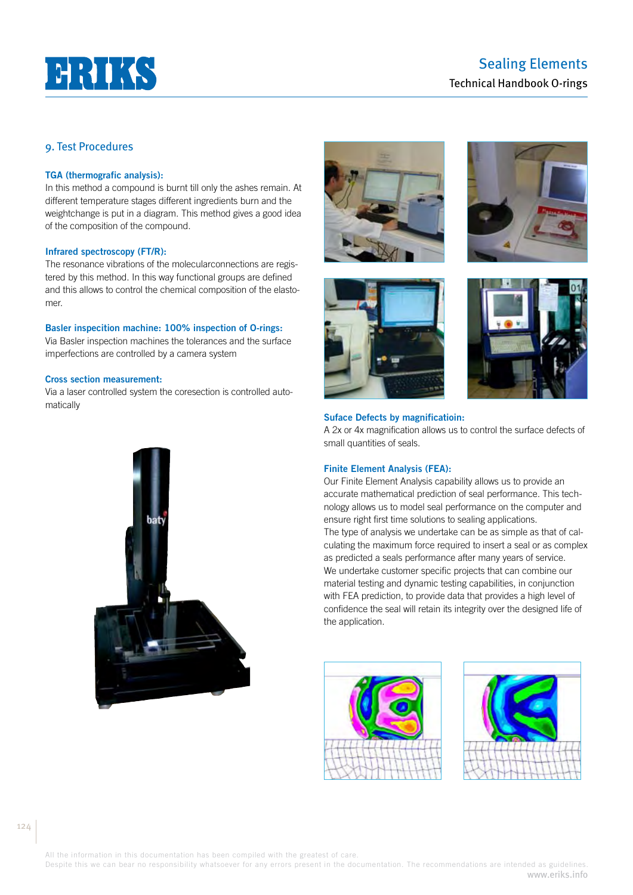## 9. Test Procedures

**TGA (thermografic analysis):**
In this method a compound is burnt till only the ashes remain. At different temperature stages different ingredients burn and the weightchange is put in a diagram. This method gives a good idea of the composition of the compound.

**Infrared spectroscopy (FT/R):**
The resonance vibrations of the molecularconnections are registered by this method. In this way functional groups are defined and this allows to control the chemical composition of the elastomer.

**Basler inspecition machine: 100% inspection of O-rings:**
Via Basler inspection machines the tolerances and the surface imperfections are controlled by a camera system

**Cross section measurement:**
Via a laser controlled system the coresection is controlled automatically

**Suface Defects by magnificatioin:**
A 2x or 4x magnification allows us to control the surface defects of small quantities of seals.

**Finite Element Analysis (FEA):**
Our Finite Element Analysis capability allows us to provide an accurate mathematical prediction of seal performance. This technology allows us to model seal performance on the computer and ensure right first time solutions to sealing applications.
The type of analysis we undertake can be as simple as that of calculating the maximum force required to insert a seal or as complex as predicted a seals performance after many years of service.
We undertake customer specific projects that can combine our material testing and dynamic testing capabilities, in conjunction with FEA prediction, to provide data that provides a high level of confidence the seal will retain its integrity over the designed life of the application.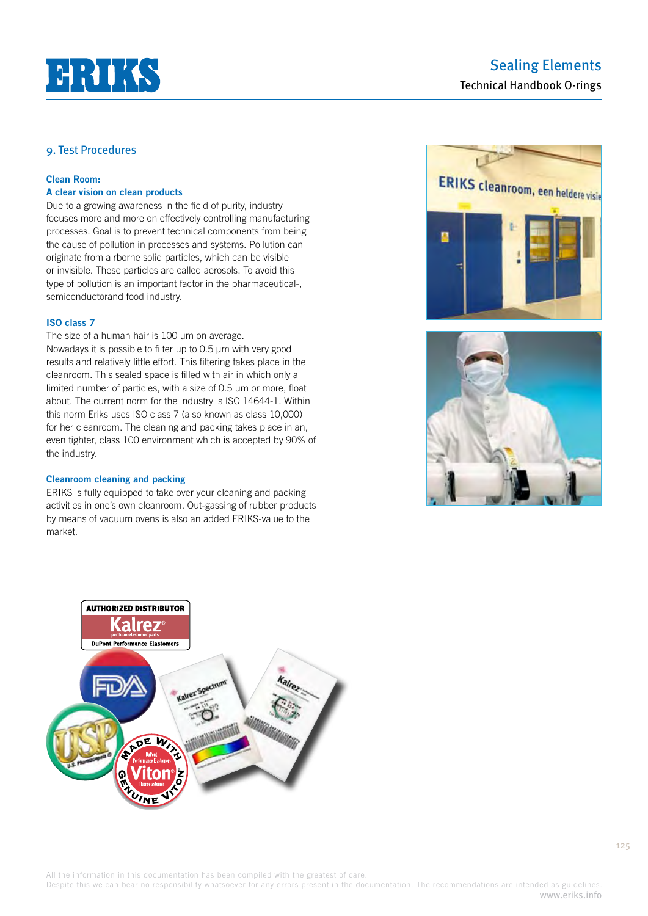## 9. Test Procedures

### Clean Room:

#### A clear vision on clean products

Due to a growing awareness in the field of purity, industry focuses more and more on effectively controlling manufacturing processes. Goal is to prevent technical components from being the cause of pollution in processes and systems. Pollution can originate from airborne solid particles, which can be visible or invisible. These particles are called aerosols. To avoid this type of pollution is an important factor in the pharmaceutical-, semiconductorand food industry.

#### ISO class 7

The size of a human hair is 100 µm on average. Nowadays it is possible to filter up to 0.5 µm with very good results and relatively little effort. This filtering takes place in the cleanroom. This sealed space is filled with air in which only a limited number of particles, with a size of 0.5 µm or more, float about. The current norm for the industry is ISO 14644-1. Within this norm Eriks uses ISO class 7 (also known as class 10,000) for her cleanroom. The cleaning and packing takes place in an, even tighter, class 100 environment which is accepted by 90% of the industry.

#### Cleanroom cleaning and packing

ERIKS is fully equipped to take over your cleaning and packing activities in one's own cleanroom. Out-gassing of rubber products by means of vacuum ovens is also an added ERIKS-value to the market.

All the information in this documentation has been compiled with the greatest of care.
Despite this we can bear no responsibility whatsoever for any errors present in the documentation. The recommendations are intended as guidelines.
www.eriks.info